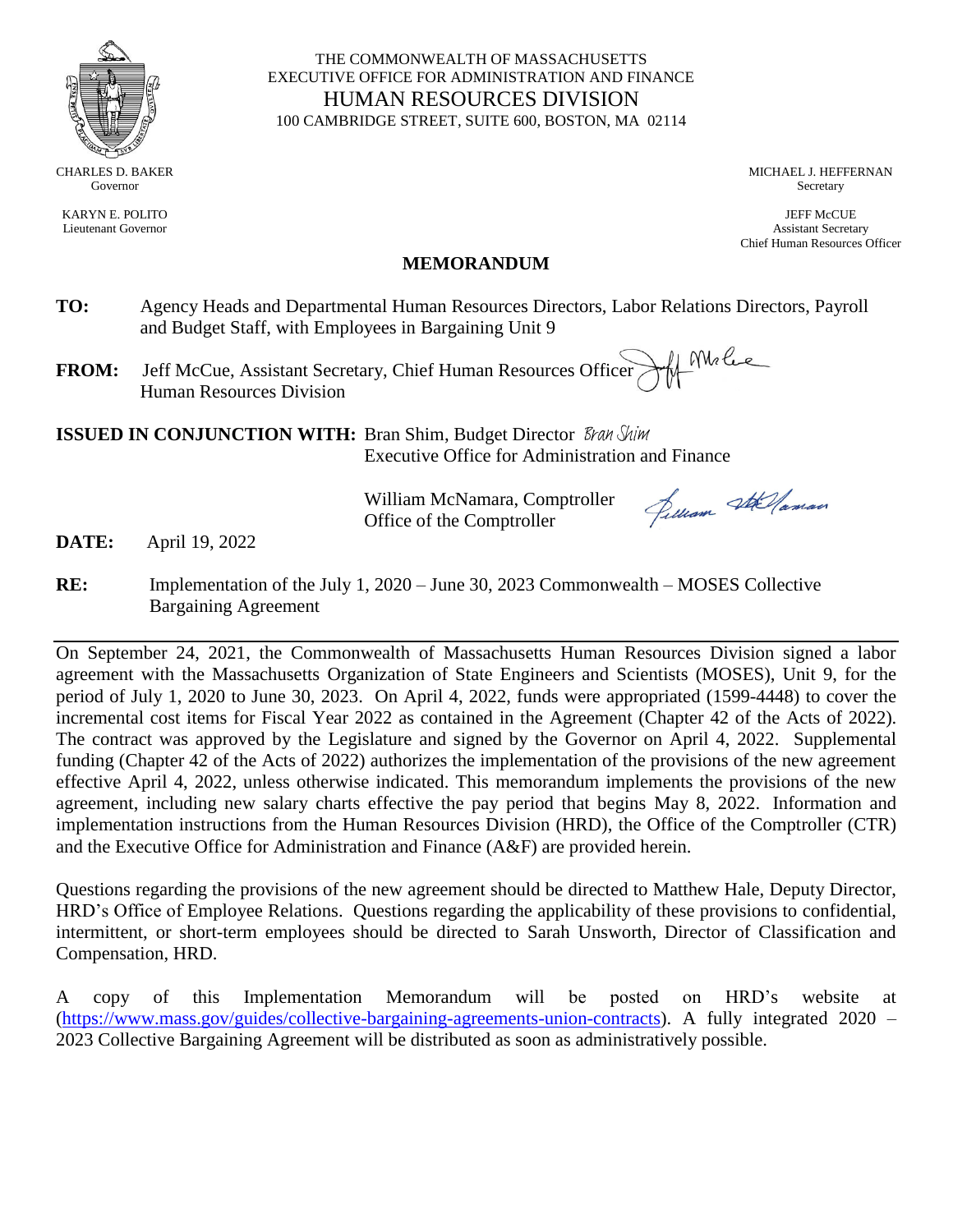THE COMMONWEALTH OF MASSACHUSETTS
EXECUTIVE OFFICE FOR ADMINISTRATION AND FINANCE
HUMAN RESOURCES DIVISION
100 CAMBRIDGE STREET, SUITE 600, BOSTON, MA 02114

CHARLES D. BAKER
Governor

KARYN E. POLITO
Lieutenant Governor

MICHAEL J. HEFFERNAN
Secretary

JEFF McCUE
Assistant Secretary
Chief Human Resources Officer

# MEMORANDUM

**TO:** Agency Heads and Departmental Human Resources Directors, Labor Relations Directors, Payroll and Budget Staff, with Employees in Bargaining Unit 9

**FROM:** Jeff McCue, Assistant Secretary, Chief Human Resources Officer
Human Resources Division

**ISSUED IN CONJUNCTION WITH:** Bran Shim, Budget Director
Executive Office for Administration and Finance

William McNamara, Comptroller
Office of the Comptroller

**DATE:** April 19, 2022

**RE:** Implementation of the July 1, 2020 – June 30, 2023 Commonwealth – MOSES Collective Bargaining Agreement

---

On September 24, 2021, the Commonwealth of Massachusetts Human Resources Division signed a labor agreement with the Massachusetts Organization of State Engineers and Scientists (MOSES), Unit 9, for the period of July 1, 2020 to June 30, 2023. On April 4, 2022, funds were appropriated (1599-4448) to cover the incremental cost items for Fiscal Year 2022 as contained in the Agreement (Chapter 42 of the Acts of 2022). The contract was approved by the Legislature and signed by the Governor on April 4, 2022. Supplemental funding (Chapter 42 of the Acts of 2022) authorizes the implementation of the provisions of the new agreement effective April 4, 2022, unless otherwise indicated. This memorandum implements the provisions of the new agreement, including new salary charts effective the pay period that begins May 8, 2022. Information and implementation instructions from the Human Resources Division (HRD), the Office of the Comptroller (CTR) and the Executive Office for Administration and Finance (A&F) are provided herein.

Questions regarding the provisions of the new agreement should be directed to Matthew Hale, Deputy Director, HRD's Office of Employee Relations. Questions regarding the applicability of these provisions to confidential, intermittent, or short-term employees should be directed to Sarah Unsworth, Director of Classification and Compensation, HRD.

A copy of this Implementation Memorandum will be posted on HRD's website at (https://www.mass.gov/guides/collective-bargaining-agreements-union-contracts). A fully integrated 2020 – 2023 Collective Bargaining Agreement will be distributed as soon as administratively possible.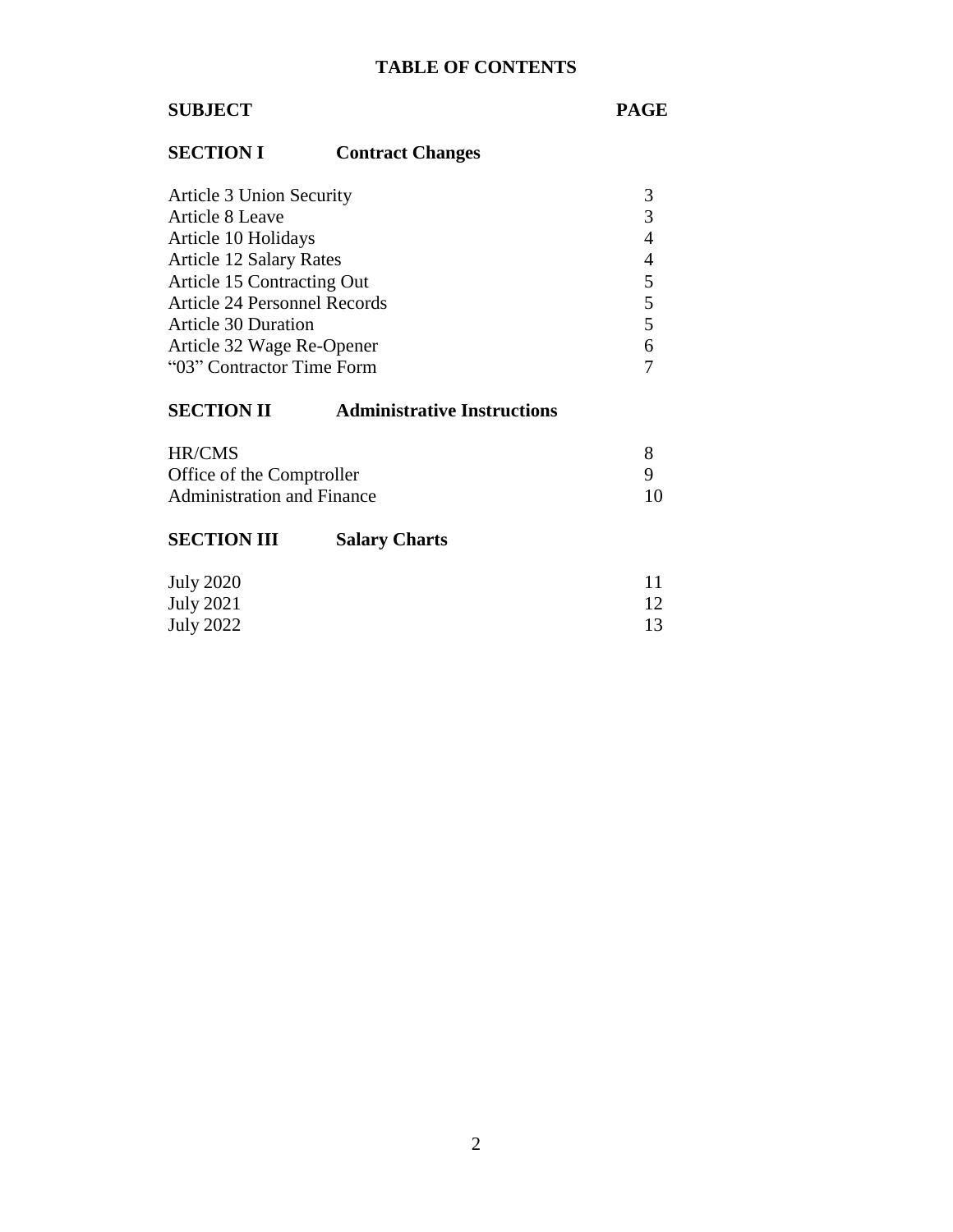# TABLE OF CONTENTS

| SUBJECT | PAGE |
|---|---|
| **SECTION I Contract Changes** | |
| Article 3 Union Security | 3 |
| Article 8 Leave | 3 |
| Article 10 Holidays | 4 |
| Article 12 Salary Rates | 4 |
| Article 15 Contracting Out | 5 |
| Article 24 Personnel Records | 5 |
| Article 30 Duration | 5 |
| Article 32 Wage Re-Opener | 6 |
| "03" Contractor Time Form | 7 |
| **SECTION II Administrative Instructions** | |
| HR/CMS | 8 |
| Office of the Comptroller | 9 |
| Administration and Finance | 10 |
| **SECTION III Salary Charts** | |
| July 2020 | 11 |
| July 2021 | 12 |
| July 2022 | 13 |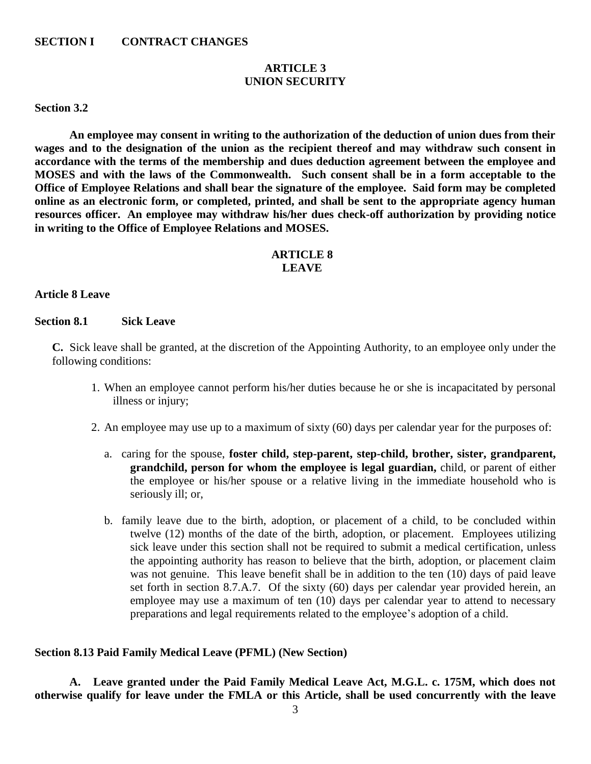**SECTION I CONTRACT CHANGES**

## ARTICLE 3
## UNION SECURITY

**Section 3.2**

**An employee may consent in writing to the authorization of the deduction of union dues from their wages and to the designation of the union as the recipient thereof and may withdraw such consent in accordance with the terms of the membership and dues deduction agreement between the employee and MOSES and with the laws of the Commonwealth. Such consent shall be in a form acceptable to the Office of Employee Relations and shall bear the signature of the employee. Said form may be completed online as an electronic form, or completed, printed, and shall be sent to the appropriate agency human resources officer. An employee may withdraw his/her dues check-off authorization by providing notice in writing to the Office of Employee Relations and MOSES.**

## ARTICLE 8
## LEAVE

**Article 8 Leave**

**Section 8.1 Sick Leave**

**C.** Sick leave shall be granted, at the discretion of the Appointing Authority, to an employee only under the following conditions:

1. When an employee cannot perform his/her duties because he or she is incapacitated by personal illness or injury;
2. An employee may use up to a maximum of sixty (60) days per calendar year for the purposes of:
   a. caring for the spouse, **foster child, step-parent, step-child, brother, sister, grandparent, grandchild, person for whom the employee is legal guardian,** child, or parent of either the employee or his/her spouse or a relative living in the immediate household who is seriously ill; or,
   b. family leave due to the birth, adoption, or placement of a child, to be concluded within twelve (12) months of the date of the birth, adoption, or placement. Employees utilizing sick leave under this section shall not be required to submit a medical certification, unless the appointing authority has reason to believe that the birth, adoption, or placement claim was not genuine. This leave benefit shall be in addition to the ten (10) days of paid leave set forth in section 8.7.A.7. Of the sixty (60) days per calendar year provided herein, an employee may use a maximum of ten (10) days per calendar year to attend to necessary preparations and legal requirements related to the employee's adoption of a child.

**Section 8.13 Paid Family Medical Leave (PFML) (New Section)**

**A. Leave granted under the Paid Family Medical Leave Act, M.G.L. c. 175M, which does not otherwise qualify for leave under the FMLA or this Article, shall be used concurrently with the leave**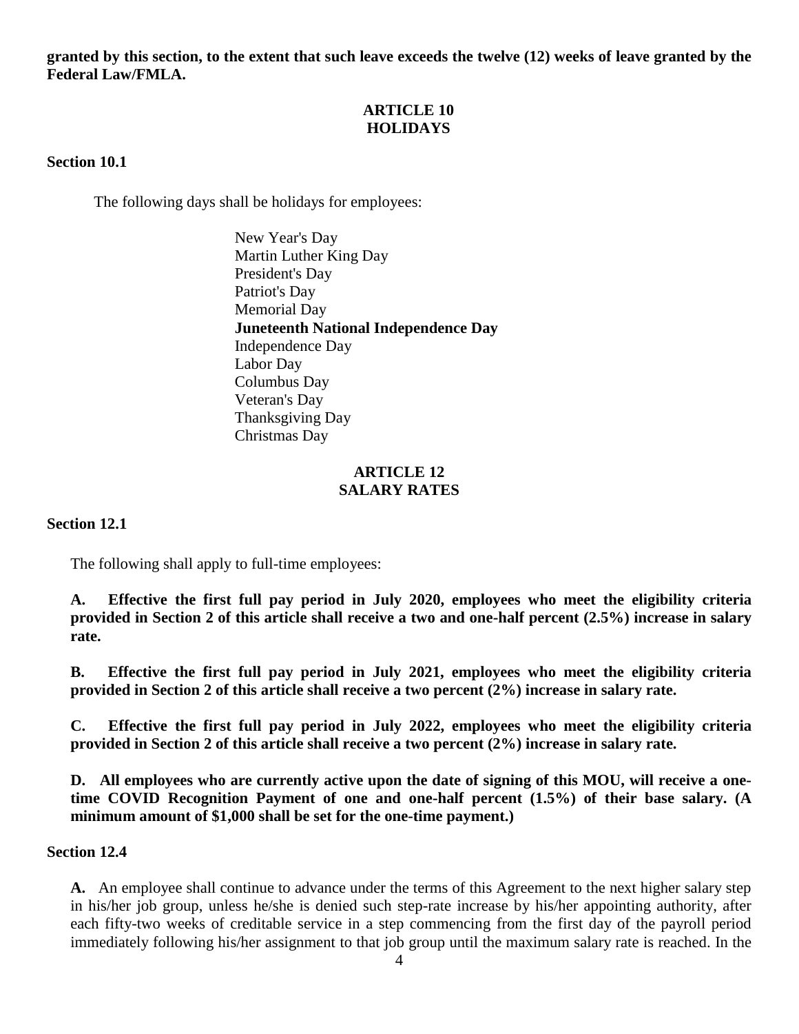**granted by this section, to the extent that such leave exceeds the twelve (12) weeks of leave granted by the Federal Law/FMLA.**

## ARTICLE 10
## HOLIDAYS

### Section 10.1

The following days shall be holidays for employees:

New Year's Day
Martin Luther King Day
President's Day
Patriot's Day
Memorial Day
**Juneteenth National Independence Day**
Independence Day
Labor Day
Columbus Day
Veteran's Day
Thanksgiving Day
Christmas Day

## ARTICLE 12
## SALARY RATES

### Section 12.1

The following shall apply to full-time employees:

**A. Effective the first full pay period in July 2020, employees who meet the eligibility criteria provided in Section 2 of this article shall receive a two and one-half percent (2.5%) increase in salary rate.**

**B. Effective the first full pay period in July 2021, employees who meet the eligibility criteria provided in Section 2 of this article shall receive a two percent (2%) increase in salary rate.**

**C. Effective the first full pay period in July 2022, employees who meet the eligibility criteria provided in Section 2 of this article shall receive a two percent (2%) increase in salary rate.**

**D. All employees who are currently active upon the date of signing of this MOU, will receive a one-time COVID Recognition Payment of one and one-half percent (1.5%) of their base salary. (A minimum amount of $1,000 shall be set for the one-time payment.)**

### Section 12.4

**A.** An employee shall continue to advance under the terms of this Agreement to the next higher salary step in his/her job group, unless he/she is denied such step-rate increase by his/her appointing authority, after each fifty-two weeks of creditable service in a step commencing from the first day of the payroll period immediately following his/her assignment to that job group until the maximum salary rate is reached. In the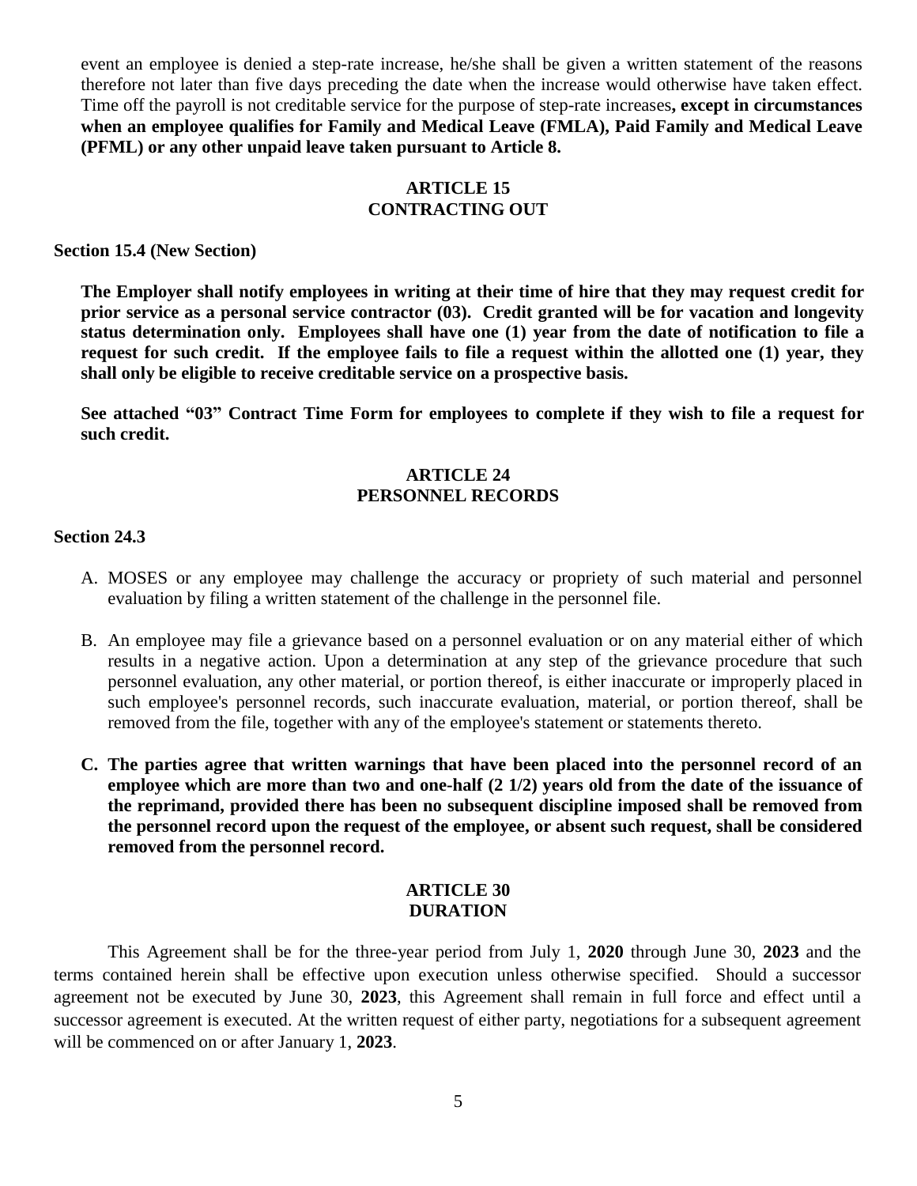event an employee is denied a step-rate increase, he/she shall be given a written statement of the reasons therefore not later than five days preceding the date when the increase would otherwise have taken effect. Time off the payroll is not creditable service for the purpose of step-rate increases**, except in circumstances when an employee qualifies for Family and Medical Leave (FMLA), Paid Family and Medical Leave (PFML) or any other unpaid leave taken pursuant to Article 8.**

## ARTICLE 15
## CONTRACTING OUT

**Section 15.4 (New Section)**

**The Employer shall notify employees in writing at their time of hire that they may request credit for prior service as a personal service contractor (03). Credit granted will be for vacation and longevity status determination only. Employees shall have one (1) year from the date of notification to file a request for such credit. If the employee fails to file a request within the allotted one (1) year, they shall only be eligible to receive creditable service on a prospective basis.**

**See attached "03" Contract Time Form for employees to complete if they wish to file a request for such credit.**

## ARTICLE 24
## PERSONNEL RECORDS

**Section 24.3**

A. MOSES or any employee may challenge the accuracy or propriety of such material and personnel evaluation by filing a written statement of the challenge in the personnel file.

B. An employee may file a grievance based on a personnel evaluation or on any material either of which results in a negative action. Upon a determination at any step of the grievance procedure that such personnel evaluation, any other material, or portion thereof, is either inaccurate or improperly placed in such employee's personnel records, such inaccurate evaluation, material, or portion thereof, shall be removed from the file, together with any of the employee's statement or statements thereto.

**C. The parties agree that written warnings that have been placed into the personnel record of an employee which are more than two and one-half (2 1/2) years old from the date of the issuance of the reprimand, provided there has been no subsequent discipline imposed shall be removed from the personnel record upon the request of the employee, or absent such request, shall be considered removed from the personnel record.**

## ARTICLE 30
## DURATION

This Agreement shall be for the three-year period from July 1, **2020** through June 30, **2023** and the terms contained herein shall be effective upon execution unless otherwise specified. Should a successor agreement not be executed by June 30, **2023**, this Agreement shall remain in full force and effect until a successor agreement is executed. At the written request of either party, negotiations for a subsequent agreement will be commenced on or after January 1, **2023**.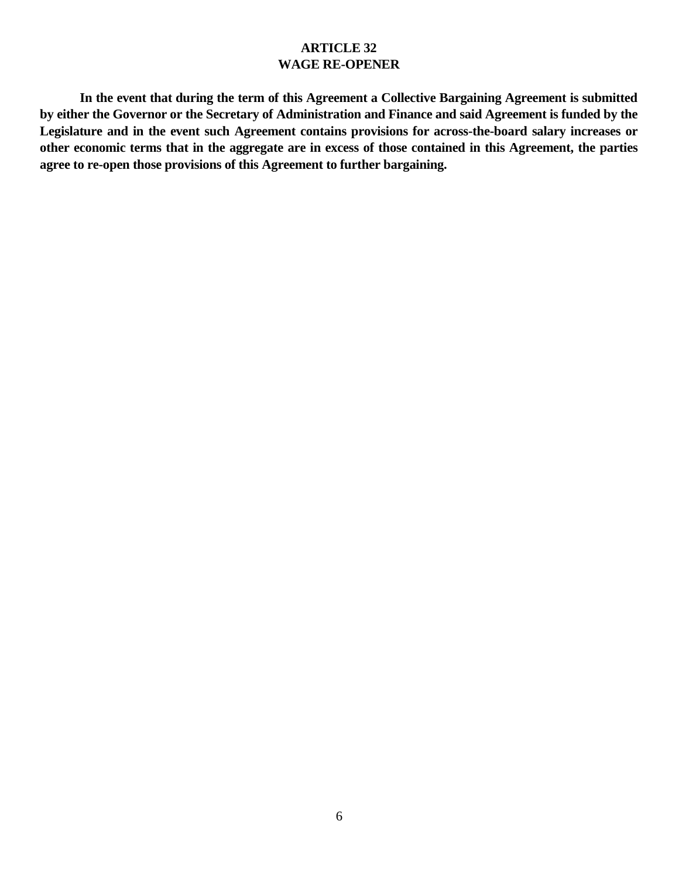## ARTICLE 32
## WAGE RE-OPENER

**In the event that during the term of this Agreement a Collective Bargaining Agreement is submitted by either the Governor or the Secretary of Administration and Finance and said Agreement is funded by the Legislature and in the event such Agreement contains provisions for across-the-board salary increases or other economic terms that in the aggregate are in excess of those contained in this Agreement, the parties agree to re-open those provisions of this Agreement to further bargaining.**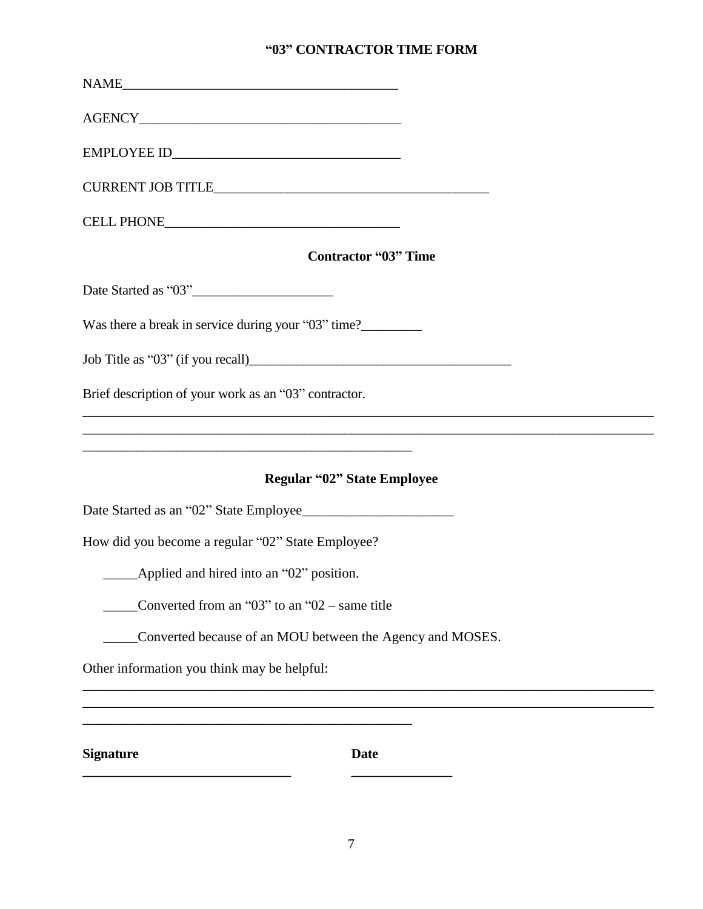## "03" CONTRACTOR TIME FORM

NAME________________________________________

AGENCY______________________________________

EMPLOYEE ID_________________________________

CURRENT JOB TITLE___________________________________________

CELL PHONE__________________________________

### Contractor "03" Time

Date Started as "03"____________________

Was there a break in service during your "03" time?_________

Job Title as "03" (if you recall)_______________________________________

Brief description of your work as an "03" contractor.

______________________________________________________________________________________

______________________________________________________________________________________

__________________________________________________

### Regular "02" State Employee

Date Started as an "02" State Employee______________________

How did you become a regular "02" State Employee?

_____Applied and hired into an "02" position.

_____Converted from an "03" to an "02 – same title

_____Converted because of an MOU between the Agency and MOSES.

Other information you think may be helpful:

______________________________________________________________________________________

______________________________________________________________________________________

__________________________________________________

**Signature** _______________________________ **Date** _______________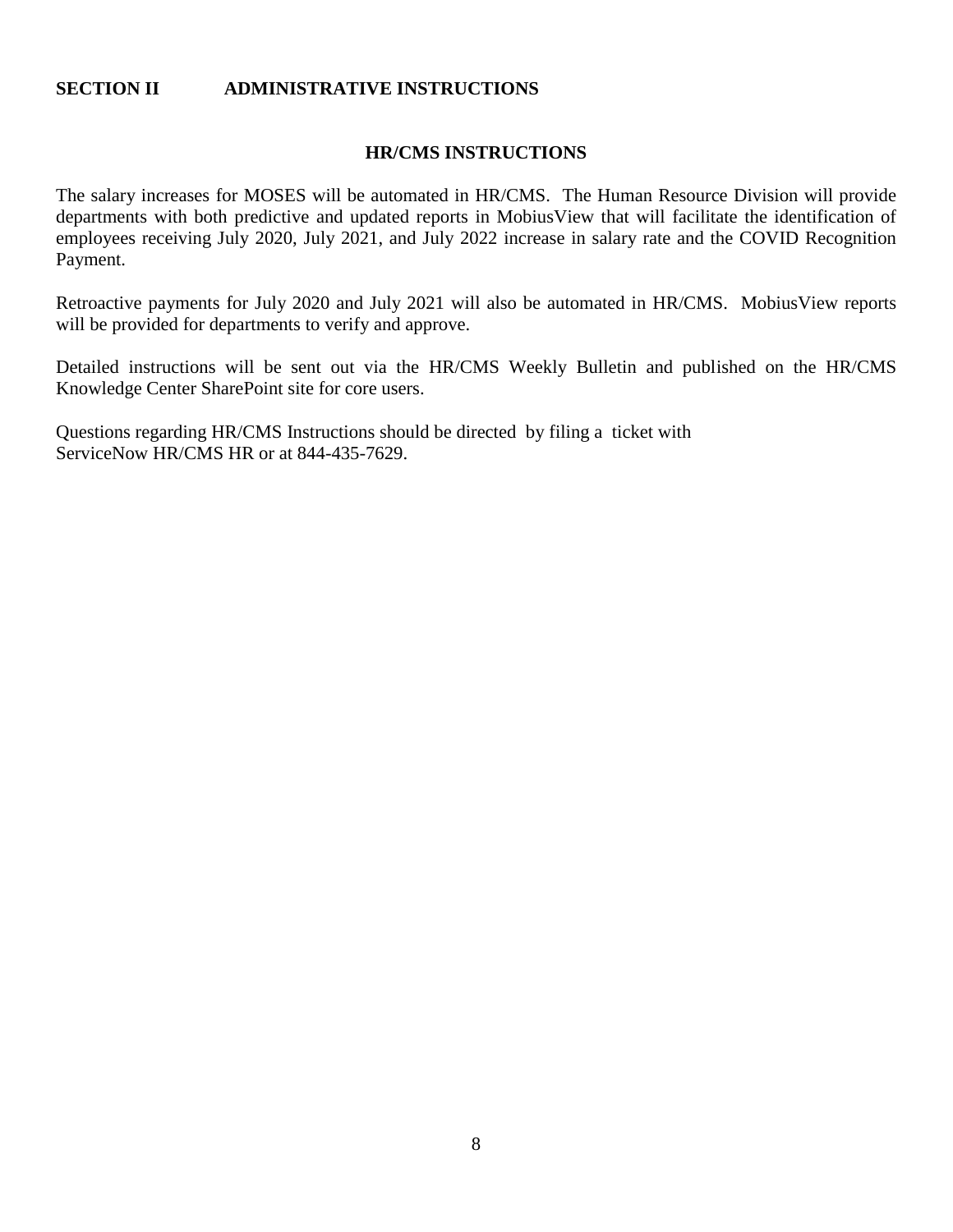## SECTION II ADMINISTRATIVE INSTRUCTIONS

### HR/CMS INSTRUCTIONS

The salary increases for MOSES will be automated in HR/CMS. The Human Resource Division will provide departments with both predictive and updated reports in MobiusView that will facilitate the identification of employees receiving July 2020, July 2021, and July 2022 increase in salary rate and the COVID Recognition Payment.

Retroactive payments for July 2020 and July 2021 will also be automated in HR/CMS. MobiusView reports will be provided for departments to verify and approve.

Detailed instructions will be sent out via the HR/CMS Weekly Bulletin and published on the HR/CMS Knowledge Center SharePoint site for core users.

Questions regarding HR/CMS Instructions should be directed by filing a ticket with ServiceNow HR/CMS HR or at 844-435-7629.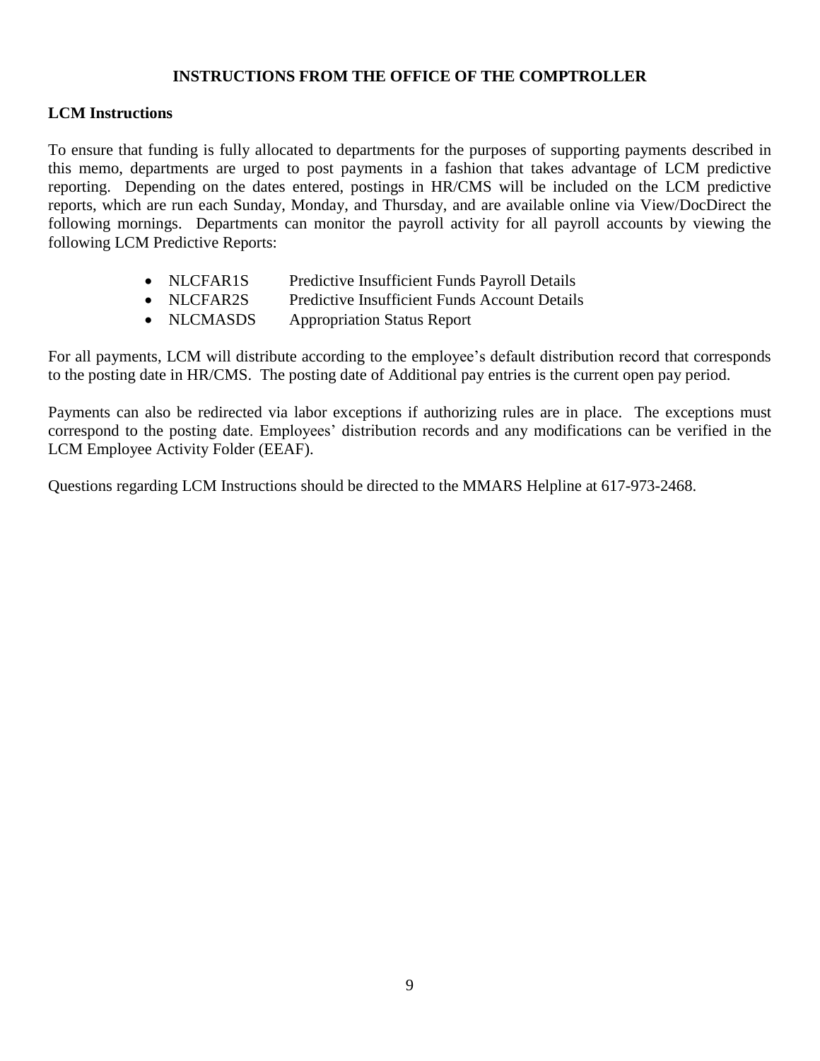## INSTRUCTIONS FROM THE OFFICE OF THE COMPTROLLER

### LCM Instructions

To ensure that funding is fully allocated to departments for the purposes of supporting payments described in this memo, departments are urged to post payments in a fashion that takes advantage of LCM predictive reporting. Depending on the dates entered, postings in HR/CMS will be included on the LCM predictive reports, which are run each Sunday, Monday, and Thursday, and are available online via View/DocDirect the following mornings. Departments can monitor the payroll activity for all payroll accounts by viewing the following LCM Predictive Reports:

- NLCFAR1S Predictive Insufficient Funds Payroll Details
- NLCFAR2S Predictive Insufficient Funds Account Details
- NLCMASDS Appropriation Status Report

For all payments, LCM will distribute according to the employee's default distribution record that corresponds to the posting date in HR/CMS. The posting date of Additional pay entries is the current open pay period.

Payments can also be redirected via labor exceptions if authorizing rules are in place. The exceptions must correspond to the posting date. Employees' distribution records and any modifications can be verified in the LCM Employee Activity Folder (EEAF).

Questions regarding LCM Instructions should be directed to the MMARS Helpline at 617-973-2468.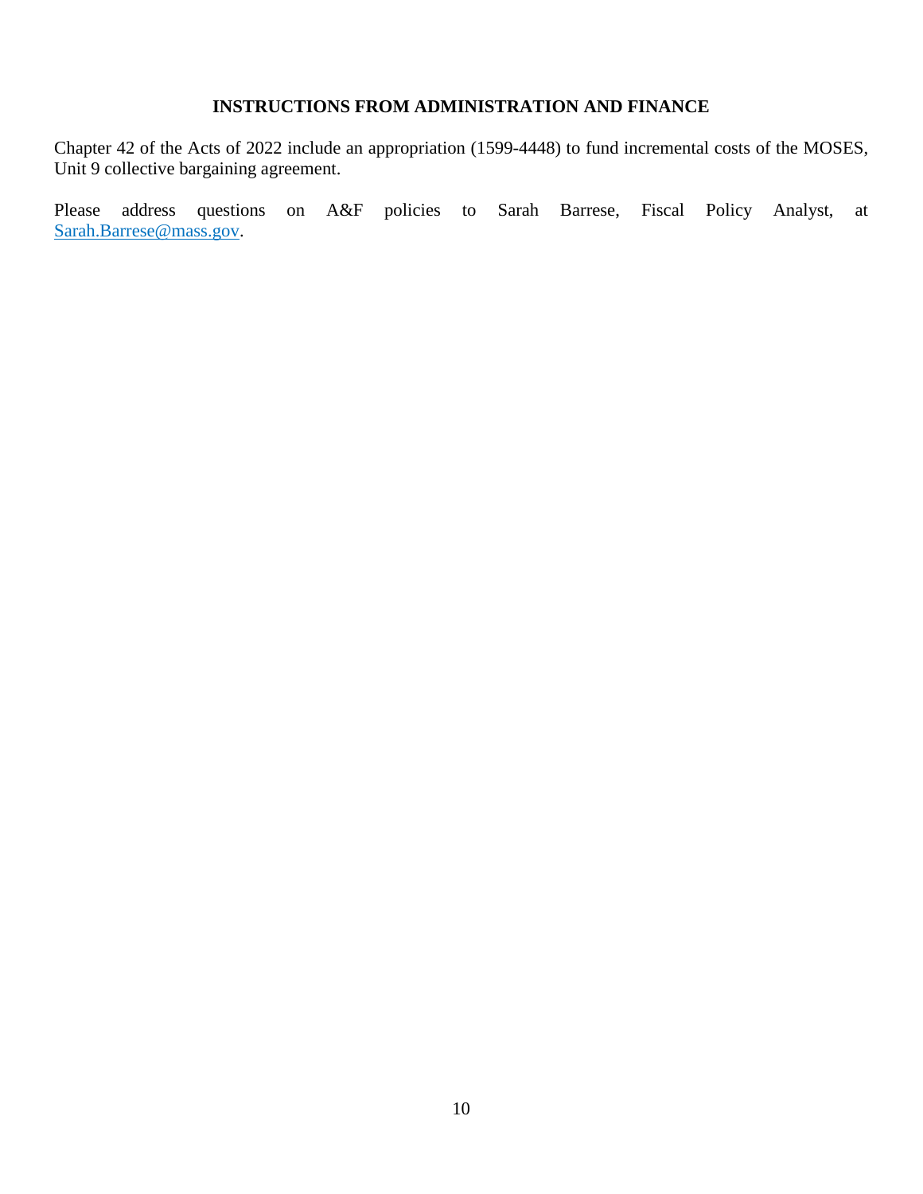## INSTRUCTIONS FROM ADMINISTRATION AND FINANCE

Chapter 42 of the Acts of 2022 include an appropriation (1599-4448) to fund incremental costs of the MOSES, Unit 9 collective bargaining agreement.

Please address questions on A&F policies to Sarah Barrese, Fiscal Policy Analyst, at Sarah.Barrese@mass.gov.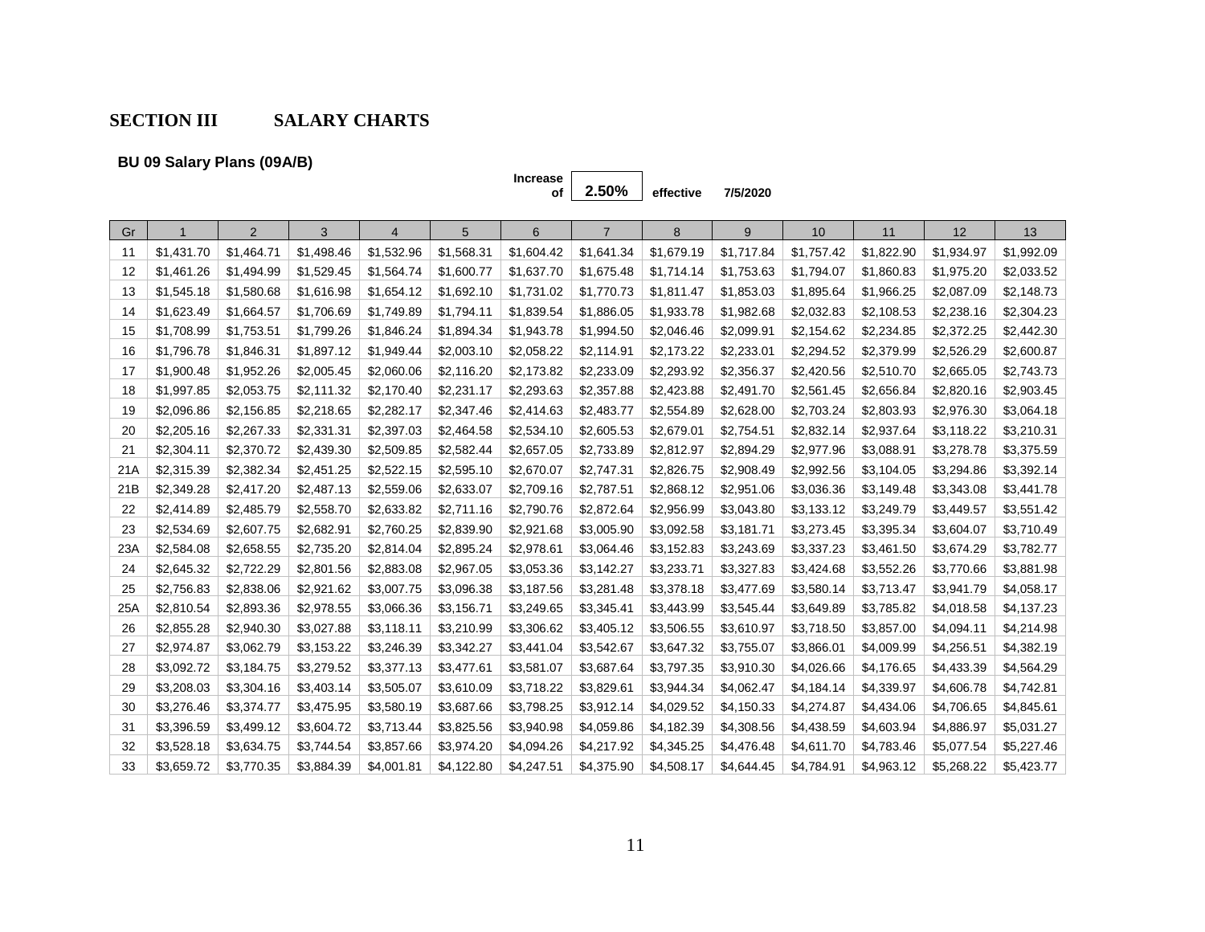## SECTION III SALARY CHARTS

**BU 09 Salary Plans (09A/B)**

**Increase of 2.50% effective 7/5/2020**

| Gr | 1 | 2 | 3 | 4 | 5 | 6 | 7 | 8 | 9 | 10 | 11 | 12 | 13 |
|---|---|---|---|---|---|---|---|---|---|---|---|---|---|
| 11 | $1,431.70 | $1,464.71 | $1,498.46 | $1,532.96 | $1,568.31 | $1,604.42 | $1,641.34 | $1,679.19 | $1,717.84 | $1,757.42 | $1,822.90 | $1,934.97 | $1,992.09 |
| 12 | $1,461.26 | $1,494.99 | $1,529.45 | $1,564.74 | $1,600.77 | $1,637.70 | $1,675.48 | $1,714.14 | $1,753.63 | $1,794.07 | $1,860.83 | $1,975.20 | $2,033.52 |
| 13 | $1,545.18 | $1,580.68 | $1,616.98 | $1,654.12 | $1,692.10 | $1,731.02 | $1,770.73 | $1,811.47 | $1,853.03 | $1,895.64 | $1,966.25 | $2,087.09 | $2,148.73 |
| 14 | $1,623.49 | $1,664.57 | $1,706.69 | $1,749.89 | $1,794.11 | $1,839.54 | $1,886.05 | $1,933.78 | $1,982.68 | $2,032.83 | $2,108.53 | $2,238.16 | $2,304.23 |
| 15 | $1,708.99 | $1,753.51 | $1,799.26 | $1,846.24 | $1,894.34 | $1,943.78 | $1,994.50 | $2,046.46 | $2,099.91 | $2,154.62 | $2,234.85 | $2,372.25 | $2,442.30 |
| 16 | $1,796.78 | $1,846.31 | $1,897.12 | $1,949.44 | $2,003.10 | $2,058.22 | $2,114.91 | $2,173.22 | $2,233.01 | $2,294.52 | $2,379.99 | $2,526.29 | $2,600.87 |
| 17 | $1,900.48 | $1,952.26 | $2,005.45 | $2,060.06 | $2,116.20 | $2,173.82 | $2,233.09 | $2,293.92 | $2,356.37 | $2,420.56 | $2,510.70 | $2,665.05 | $2,743.73 |
| 18 | $1,997.85 | $2,053.75 | $2,111.32 | $2,170.40 | $2,231.17 | $2,293.63 | $2,357.88 | $2,423.88 | $2,491.70 | $2,561.45 | $2,656.84 | $2,820.16 | $2,903.45 |
| 19 | $2,096.86 | $2,156.85 | $2,218.65 | $2,282.17 | $2,347.46 | $2,414.63 | $2,483.77 | $2,554.89 | $2,628.00 | $2,703.24 | $2,803.93 | $2,976.30 | $3,064.18 |
| 20 | $2,205.16 | $2,267.33 | $2,331.31 | $2,397.03 | $2,464.58 | $2,534.10 | $2,605.53 | $2,679.01 | $2,754.51 | $2,832.14 | $2,937.64 | $3,118.22 | $3,210.31 |
| 21 | $2,304.11 | $2,370.72 | $2,439.30 | $2,509.85 | $2,582.44 | $2,657.05 | $2,733.89 | $2,812.97 | $2,894.29 | $2,977.96 | $3,088.91 | $3,278.78 | $3,375.59 |
| 21A | $2,315.39 | $2,382.34 | $2,451.25 | $2,522.15 | $2,595.10 | $2,670.07 | $2,747.31 | $2,826.75 | $2,908.49 | $2,992.56 | $3,104.05 | $3,294.86 | $3,392.14 |
| 21B | $2,349.28 | $2,417.20 | $2,487.13 | $2,559.06 | $2,633.07 | $2,709.16 | $2,787.51 | $2,868.12 | $2,951.06 | $3,036.36 | $3,149.48 | $3,343.08 | $3,441.78 |
| 22 | $2,414.89 | $2,485.79 | $2,558.70 | $2,633.82 | $2,711.16 | $2,790.76 | $2,872.64 | $2,956.99 | $3,043.80 | $3,133.12 | $3,249.79 | $3,449.57 | $3,551.42 |
| 23 | $2,534.69 | $2,607.75 | $2,682.91 | $2,760.25 | $2,839.90 | $2,921.68 | $3,005.90 | $3,092.58 | $3,181.71 | $3,273.45 | $3,395.34 | $3,604.07 | $3,710.49 |
| 23A | $2,584.08 | $2,658.55 | $2,735.20 | $2,814.04 | $2,895.24 | $2,978.61 | $3,064.46 | $3,152.83 | $3,243.69 | $3,337.23 | $3,461.50 | $3,674.29 | $3,782.77 |
| 24 | $2,645.32 | $2,722.29 | $2,801.56 | $2,883.08 | $2,967.05 | $3,053.36 | $3,142.27 | $3,233.71 | $3,327.83 | $3,424.68 | $3,552.26 | $3,770.66 | $3,881.98 |
| 25 | $2,756.83 | $2,838.06 | $2,921.62 | $3,007.75 | $3,096.38 | $3,187.56 | $3,281.48 | $3,378.18 | $3,477.69 | $3,580.14 | $3,713.47 | $3,941.79 | $4,058.17 |
| 25A | $2,810.54 | $2,893.36 | $2,978.55 | $3,066.36 | $3,156.71 | $3,249.65 | $3,345.41 | $3,443.99 | $3,545.44 | $3,649.89 | $3,785.82 | $4,018.58 | $4,137.23 |
| 26 | $2,855.28 | $2,940.30 | $3,027.88 | $3,118.11 | $3,210.99 | $3,306.62 | $3,405.12 | $3,506.55 | $3,610.97 | $3,718.50 | $3,857.00 | $4,094.11 | $4,214.98 |
| 27 | $2,974.87 | $3,062.79 | $3,153.22 | $3,246.39 | $3,342.27 | $3,441.04 | $3,542.67 | $3,647.32 | $3,755.07 | $3,866.01 | $4,009.99 | $4,256.51 | $4,382.19 |
| 28 | $3,092.72 | $3,184.75 | $3,279.52 | $3,377.13 | $3,477.61 | $3,581.07 | $3,687.64 | $3,797.35 | $3,910.30 | $4,026.66 | $4,176.65 | $4,433.39 | $4,564.29 |
| 29 | $3,208.03 | $3,304.16 | $3,403.14 | $3,505.07 | $3,610.09 | $3,718.22 | $3,829.61 | $3,944.34 | $4,062.47 | $4,184.14 | $4,339.97 | $4,606.78 | $4,742.81 |
| 30 | $3,276.46 | $3,374.77 | $3,475.95 | $3,580.19 | $3,687.66 | $3,798.25 | $3,912.14 | $4,029.52 | $4,150.33 | $4,274.87 | $4,434.06 | $4,706.65 | $4,845.61 |
| 31 | $3,396.59 | $3,499.12 | $3,604.72 | $3,713.44 | $3,825.56 | $3,940.98 | $4,059.86 | $4,182.39 | $4,308.56 | $4,438.59 | $4,603.94 | $4,886.97 | $5,031.27 |
| 32 | $3,528.18 | $3,634.75 | $3,744.54 | $3,857.66 | $3,974.20 | $4,094.26 | $4,217.92 | $4,345.25 | $4,476.48 | $4,611.70 | $4,783.46 | $5,077.54 | $5,227.46 |
| 33 | $3,659.72 | $3,770.35 | $3,884.39 | $4,001.81 | $4,122.80 | $4,247.51 | $4,375.90 | $4,508.17 | $4,644.45 | $4,784.91 | $4,963.12 | $5,268.22 | $5,423.77 |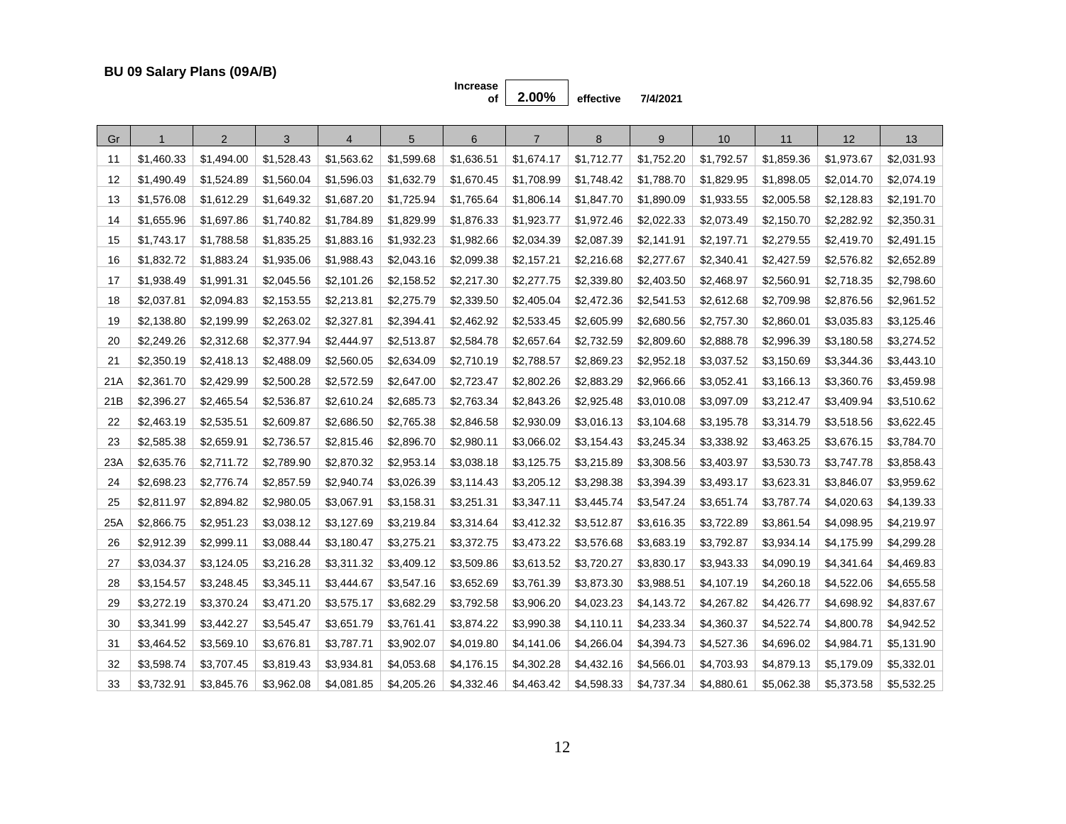**BU 09 Salary Plans (09A/B)**

**Increase of** **2.00%** **effective** **7/4/2021**

| Gr | 1 | 2 | 3 | 4 | 5 | 6 | 7 | 8 | 9 | 10 | 11 | 12 | 13 |
|---|---|---|---|---|---|---|---|---|---|---|---|---|---|
| 11 | $1,460.33 | $1,494.00 | $1,528.43 | $1,563.62 | $1,599.68 | $1,636.51 | $1,674.17 | $1,712.77 | $1,752.20 | $1,792.57 | $1,859.36 | $1,973.67 | $2,031.93 |
| 12 | $1,490.49 | $1,524.89 | $1,560.04 | $1,596.03 | $1,632.79 | $1,670.45 | $1,708.99 | $1,748.42 | $1,788.70 | $1,829.95 | $1,898.05 | $2,014.70 | $2,074.19 |
| 13 | $1,576.08 | $1,612.29 | $1,649.32 | $1,687.20 | $1,725.94 | $1,765.64 | $1,806.14 | $1,847.70 | $1,890.09 | $1,933.55 | $2,005.58 | $2,128.83 | $2,191.70 |
| 14 | $1,655.96 | $1,697.86 | $1,740.82 | $1,784.89 | $1,829.99 | $1,876.33 | $1,923.77 | $1,972.46 | $2,022.33 | $2,073.49 | $2,150.70 | $2,282.92 | $2,350.31 |
| 15 | $1,743.17 | $1,788.58 | $1,835.25 | $1,883.16 | $1,932.23 | $1,982.66 | $2,034.39 | $2,087.39 | $2,141.91 | $2,197.71 | $2,279.55 | $2,419.70 | $2,491.15 |
| 16 | $1,832.72 | $1,883.24 | $1,935.06 | $1,988.43 | $2,043.16 | $2,099.38 | $2,157.21 | $2,216.68 | $2,277.67 | $2,340.41 | $2,427.59 | $2,576.82 | $2,652.89 |
| 17 | $1,938.49 | $1,991.31 | $2,045.56 | $2,101.26 | $2,158.52 | $2,217.30 | $2,277.75 | $2,339.80 | $2,403.50 | $2,468.97 | $2,560.91 | $2,718.35 | $2,798.60 |
| 18 | $2,037.81 | $2,094.83 | $2,153.55 | $2,213.81 | $2,275.79 | $2,339.50 | $2,405.04 | $2,472.36 | $2,541.53 | $2,612.68 | $2,709.98 | $2,876.56 | $2,961.52 |
| 19 | $2,138.80 | $2,199.99 | $2,263.02 | $2,327.81 | $2,394.41 | $2,462.92 | $2,533.45 | $2,605.99 | $2,680.56 | $2,757.30 | $2,860.01 | $3,035.83 | $3,125.46 |
| 20 | $2,249.26 | $2,312.68 | $2,377.94 | $2,444.97 | $2,513.87 | $2,584.78 | $2,657.64 | $2,732.59 | $2,809.60 | $2,888.78 | $2,996.39 | $3,180.58 | $3,274.52 |
| 21 | $2,350.19 | $2,418.13 | $2,488.09 | $2,560.05 | $2,634.09 | $2,710.19 | $2,788.57 | $2,869.23 | $2,952.18 | $3,037.52 | $3,150.69 | $3,344.36 | $3,443.10 |
| 21A | $2,361.70 | $2,429.99 | $2,500.28 | $2,572.59 | $2,647.00 | $2,723.47 | $2,802.26 | $2,883.29 | $2,966.66 | $3,052.41 | $3,166.13 | $3,360.76 | $3,459.98 |
| 21B | $2,396.27 | $2,465.54 | $2,536.87 | $2,610.24 | $2,685.73 | $2,763.34 | $2,843.26 | $2,925.48 | $3,010.08 | $3,097.09 | $3,212.47 | $3,409.94 | $3,510.62 |
| 22 | $2,463.19 | $2,535.51 | $2,609.87 | $2,686.50 | $2,765.38 | $2,846.58 | $2,930.09 | $3,016.13 | $3,104.68 | $3,195.78 | $3,314.79 | $3,518.56 | $3,622.45 |
| 23 | $2,585.38 | $2,659.91 | $2,736.57 | $2,815.46 | $2,896.70 | $2,980.11 | $3,066.02 | $3,154.43 | $3,245.34 | $3,338.92 | $3,463.25 | $3,676.15 | $3,784.70 |
| 23A | $2,635.76 | $2,711.72 | $2,789.90 | $2,870.32 | $2,953.14 | $3,038.18 | $3,125.75 | $3,215.89 | $3,308.56 | $3,403.97 | $3,530.73 | $3,747.78 | $3,858.43 |
| 24 | $2,698.23 | $2,776.74 | $2,857.59 | $2,940.74 | $3,026.39 | $3,114.43 | $3,205.12 | $3,298.38 | $3,394.39 | $3,493.17 | $3,623.31 | $3,846.07 | $3,959.62 |
| 25 | $2,811.97 | $2,894.82 | $2,980.05 | $3,067.91 | $3,158.31 | $3,251.31 | $3,347.11 | $3,445.74 | $3,547.24 | $3,651.74 | $3,787.74 | $4,020.63 | $4,139.33 |
| 25A | $2,866.75 | $2,951.23 | $3,038.12 | $3,127.69 | $3,219.84 | $3,314.64 | $3,412.32 | $3,512.87 | $3,616.35 | $3,722.89 | $3,861.54 | $4,098.95 | $4,219.97 |
| 26 | $2,912.39 | $2,999.11 | $3,088.44 | $3,180.47 | $3,275.21 | $3,372.75 | $3,473.22 | $3,576.68 | $3,683.19 | $3,792.87 | $3,934.14 | $4,175.99 | $4,299.28 |
| 27 | $3,034.37 | $3,124.05 | $3,216.28 | $3,311.32 | $3,409.12 | $3,509.86 | $3,613.52 | $3,720.27 | $3,830.17 | $3,943.33 | $4,090.19 | $4,341.64 | $4,469.83 |
| 28 | $3,154.57 | $3,248.45 | $3,345.11 | $3,444.67 | $3,547.16 | $3,652.69 | $3,761.39 | $3,873.30 | $3,988.51 | $4,107.19 | $4,260.18 | $4,522.06 | $4,655.58 |
| 29 | $3,272.19 | $3,370.24 | $3,471.20 | $3,575.17 | $3,682.29 | $3,792.58 | $3,906.20 | $4,023.23 | $4,143.72 | $4,267.82 | $4,426.77 | $4,698.92 | $4,837.67 |
| 30 | $3,341.99 | $3,442.27 | $3,545.47 | $3,651.79 | $3,761.41 | $3,874.22 | $3,990.38 | $4,110.11 | $4,233.34 | $4,360.37 | $4,522.74 | $4,800.78 | $4,942.52 |
| 31 | $3,464.52 | $3,569.10 | $3,676.81 | $3,787.71 | $3,902.07 | $4,019.80 | $4,141.06 | $4,266.04 | $4,394.73 | $4,527.36 | $4,696.02 | $4,984.71 | $5,131.90 |
| 32 | $3,598.74 | $3,707.45 | $3,819.43 | $3,934.81 | $4,053.68 | $4,176.15 | $4,302.28 | $4,432.16 | $4,566.01 | $4,703.93 | $4,879.13 | $5,179.09 | $5,332.01 |
| 33 | $3,732.91 | $3,845.76 | $3,962.08 | $4,081.85 | $4,205.26 | $4,332.46 | $4,463.42 | $4,598.33 | $4,737.34 | $4,880.61 | $5,062.38 | $5,373.58 | $5,532.25 |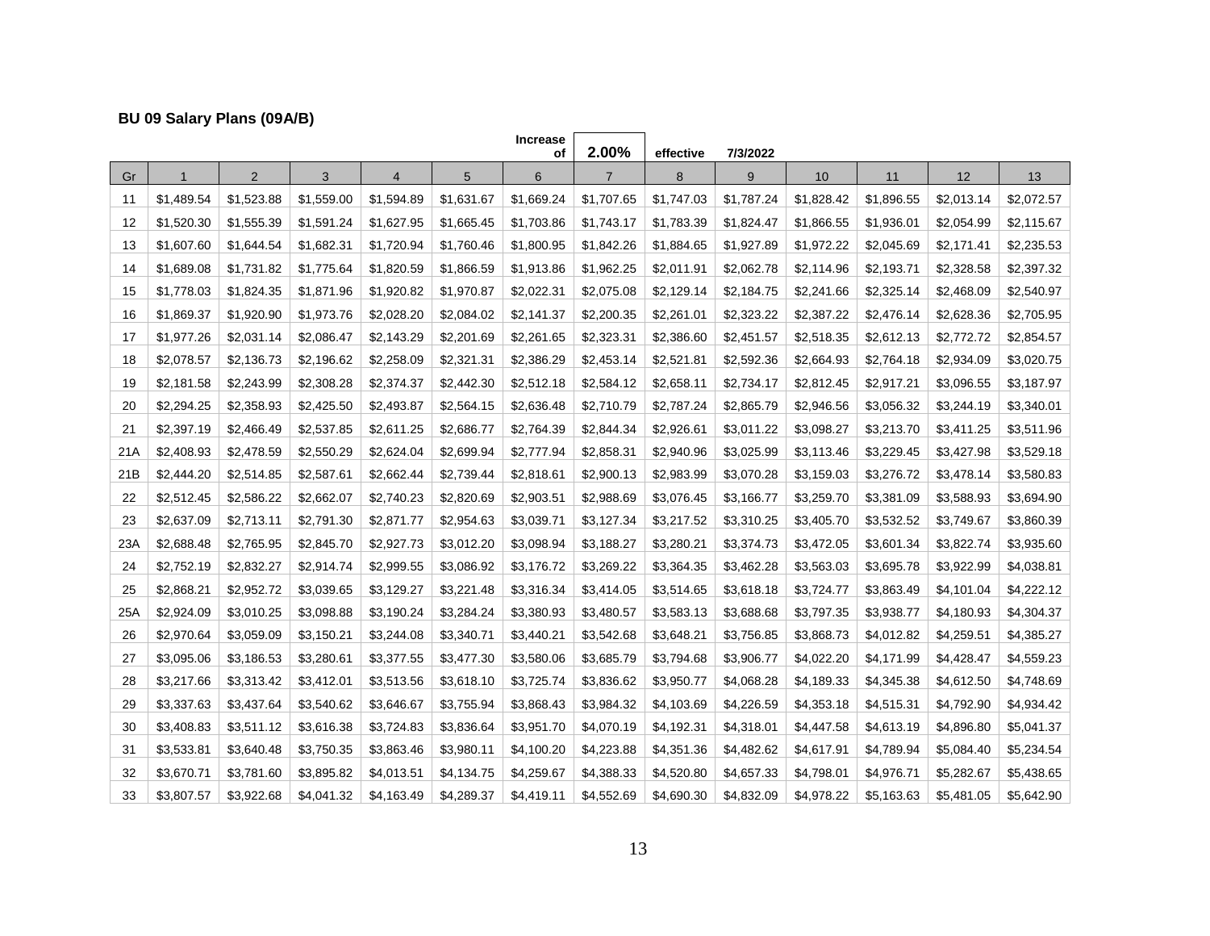**BU 09 Salary Plans (09A/B)**

Increase of **2.00%** effective 7/3/2022

| Gr | 1 | 2 | 3 | 4 | 5 | 6 | 7 | 8 | 9 | 10 | 11 | 12 | 13 |
|---|---|---|---|---|---|---|---|---|---|---|---|---|---|
| 11 | $1,489.54 | $1,523.88 | $1,559.00 | $1,594.89 | $1,631.67 | $1,669.24 | $1,707.65 | $1,747.03 | $1,787.24 | $1,828.42 | $1,896.55 | $2,013.14 | $2,072.57 |
| 12 | $1,520.30 | $1,555.39 | $1,591.24 | $1,627.95 | $1,665.45 | $1,703.86 | $1,743.17 | $1,783.39 | $1,824.47 | $1,866.55 | $1,936.01 | $2,054.99 | $2,115.67 |
| 13 | $1,607.60 | $1,644.54 | $1,682.31 | $1,720.94 | $1,760.46 | $1,800.95 | $1,842.26 | $1,884.65 | $1,927.89 | $1,972.22 | $2,045.69 | $2,171.41 | $2,235.53 |
| 14 | $1,689.08 | $1,731.82 | $1,775.64 | $1,820.59 | $1,866.59 | $1,913.86 | $1,962.25 | $2,011.91 | $2,062.78 | $2,114.96 | $2,193.71 | $2,328.58 | $2,397.32 |
| 15 | $1,778.03 | $1,824.35 | $1,871.96 | $1,920.82 | $1,970.87 | $2,022.31 | $2,075.08 | $2,129.14 | $2,184.75 | $2,241.66 | $2,325.14 | $2,468.09 | $2,540.97 |
| 16 | $1,869.37 | $1,920.90 | $1,973.76 | $2,028.20 | $2,084.02 | $2,141.37 | $2,200.35 | $2,261.01 | $2,323.22 | $2,387.22 | $2,476.14 | $2,628.36 | $2,705.95 |
| 17 | $1,977.26 | $2,031.14 | $2,086.47 | $2,143.29 | $2,201.69 | $2,261.65 | $2,323.31 | $2,386.60 | $2,451.57 | $2,518.35 | $2,612.13 | $2,772.72 | $2,854.57 |
| 18 | $2,078.57 | $2,136.73 | $2,196.62 | $2,258.09 | $2,321.31 | $2,386.29 | $2,453.14 | $2,521.81 | $2,592.36 | $2,664.93 | $2,764.18 | $2,934.09 | $3,020.75 |
| 19 | $2,181.58 | $2,243.99 | $2,308.28 | $2,374.37 | $2,442.30 | $2,512.18 | $2,584.12 | $2,658.11 | $2,734.17 | $2,812.45 | $2,917.21 | $3,096.55 | $3,187.97 |
| 20 | $2,294.25 | $2,358.93 | $2,425.50 | $2,493.87 | $2,564.15 | $2,636.48 | $2,710.79 | $2,787.24 | $2,865.79 | $2,946.56 | $3,056.32 | $3,244.19 | $3,340.01 |
| 21 | $2,397.19 | $2,466.49 | $2,537.85 | $2,611.25 | $2,686.77 | $2,764.39 | $2,844.34 | $2,926.61 | $3,011.22 | $3,098.27 | $3,213.70 | $3,411.25 | $3,511.96 |
| 21A | $2,408.93 | $2,478.59 | $2,550.29 | $2,624.04 | $2,699.94 | $2,777.94 | $2,858.31 | $2,940.96 | $3,025.99 | $3,113.46 | $3,229.45 | $3,427.98 | $3,529.18 |
| 21B | $2,444.20 | $2,514.85 | $2,587.61 | $2,662.44 | $2,739.44 | $2,818.61 | $2,900.13 | $2,983.99 | $3,070.28 | $3,159.03 | $3,276.72 | $3,478.14 | $3,580.83 |
| 22 | $2,512.45 | $2,586.22 | $2,662.07 | $2,740.23 | $2,820.69 | $2,903.51 | $2,988.69 | $3,076.45 | $3,166.77 | $3,259.70 | $3,381.09 | $3,588.93 | $3,694.90 |
| 23 | $2,637.09 | $2,713.11 | $2,791.30 | $2,871.77 | $2,954.63 | $3,039.71 | $3,127.34 | $3,217.52 | $3,310.25 | $3,405.70 | $3,532.52 | $3,749.67 | $3,860.39 |
| 23A | $2,688.48 | $2,765.95 | $2,845.70 | $2,927.73 | $3,012.20 | $3,098.94 | $3,188.27 | $3,280.21 | $3,374.73 | $3,472.05 | $3,601.34 | $3,822.74 | $3,935.60 |
| 24 | $2,752.19 | $2,832.27 | $2,914.74 | $2,999.55 | $3,086.92 | $3,176.72 | $3,269.22 | $3,364.35 | $3,462.28 | $3,563.03 | $3,695.78 | $3,922.99 | $4,038.81 |
| 25 | $2,868.21 | $2,952.72 | $3,039.65 | $3,129.27 | $3,221.48 | $3,316.34 | $3,414.05 | $3,514.65 | $3,618.18 | $3,724.77 | $3,863.49 | $4,101.04 | $4,222.12 |
| 25A | $2,924.09 | $3,010.25 | $3,098.88 | $3,190.24 | $3,284.24 | $3,380.93 | $3,480.57 | $3,583.13 | $3,688.68 | $3,797.35 | $3,938.77 | $4,180.93 | $4,304.37 |
| 26 | $2,970.64 | $3,059.09 | $3,150.21 | $3,244.08 | $3,340.71 | $3,440.21 | $3,542.68 | $3,648.21 | $3,756.85 | $3,868.73 | $4,012.82 | $4,259.51 | $4,385.27 |
| 27 | $3,095.06 | $3,186.53 | $3,280.61 | $3,377.55 | $3,477.30 | $3,580.06 | $3,685.79 | $3,794.68 | $3,906.77 | $4,022.20 | $4,171.99 | $4,428.47 | $4,559.23 |
| 28 | $3,217.66 | $3,313.42 | $3,412.01 | $3,513.56 | $3,618.10 | $3,725.74 | $3,836.62 | $3,950.77 | $4,068.28 | $4,189.33 | $4,345.38 | $4,612.50 | $4,748.69 |
| 29 | $3,337.63 | $3,437.64 | $3,540.62 | $3,646.67 | $3,755.94 | $3,868.43 | $3,984.32 | $4,103.69 | $4,226.59 | $4,353.18 | $4,515.31 | $4,792.90 | $4,934.42 |
| 30 | $3,408.83 | $3,511.12 | $3,616.38 | $3,724.83 | $3,836.64 | $3,951.70 | $4,070.19 | $4,192.31 | $4,318.01 | $4,447.58 | $4,613.19 | $4,896.80 | $5,041.37 |
| 31 | $3,533.81 | $3,640.48 | $3,750.35 | $3,863.46 | $3,980.11 | $4,100.20 | $4,223.88 | $4,351.36 | $4,482.62 | $4,617.91 | $4,789.94 | $5,084.40 | $5,234.54 |
| 32 | $3,670.71 | $3,781.60 | $3,895.82 | $4,013.51 | $4,134.75 | $4,259.67 | $4,388.33 | $4,520.80 | $4,657.33 | $4,798.01 | $4,976.71 | $5,282.67 | $5,438.65 |
| 33 | $3,807.57 | $3,922.68 | $4,041.32 | $4,163.49 | $4,289.37 | $4,419.11 | $4,552.69 | $4,690.30 | $4,832.09 | $4,978.22 | $5,163.63 | $5,481.05 | $5,642.90 |